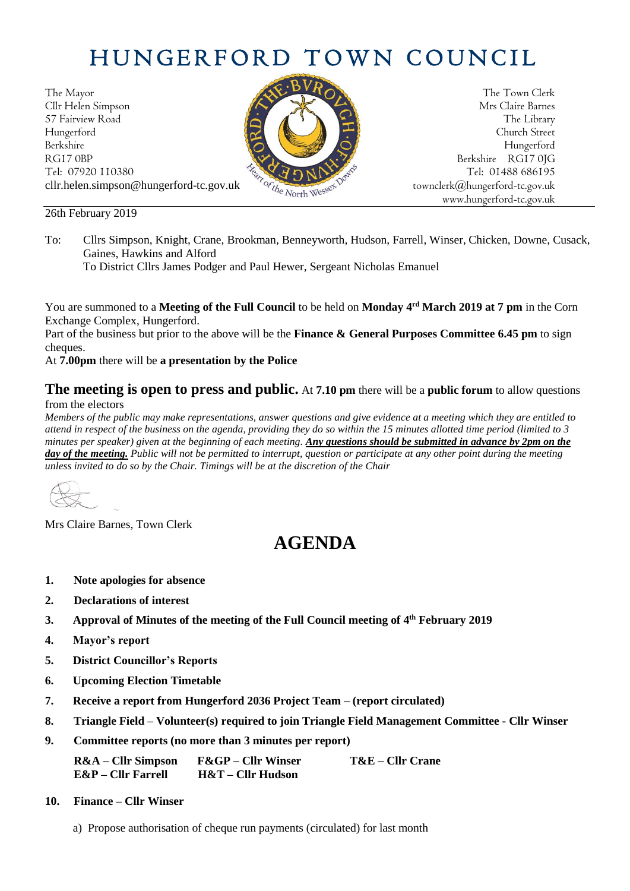# HUNGERFORD TOWN COUNCIL

The Mayor
Cllr Helen Simpson
57 Fairview Road
Hungerford
Berkshire
RG17 0BP
Tel: 07920 110380
cllr.helen.simpson@hungerford-tc.gov.uk

The Town Clerk
Mrs Claire Barnes
The Library
Church Street
Hungerford
Berkshire RG17 0JG
Tel: 01488 686195
townclerk@hungerford-tc.gov.uk
www.hungerford-tc.gov.uk

26th February 2019

To: Cllrs Simpson, Knight, Crane, Brookman, Benneyworth, Hudson, Farrell, Winser, Chicken, Downe, Cusack, Gaines, Hawkins and Alford
To District Cllrs James Podger and Paul Hewer, Sergeant Nicholas Emanuel

You are summoned to a **Meeting of the Full Council** to be held on **Monday 4rd March 2019 at 7 pm** in the Corn Exchange Complex, Hungerford.
Part of the business but prior to the above will be the **Finance & General Purposes Committee 6.45 pm** to sign cheques.
At **7.00pm** there will be **a presentation by the Police**

**The meeting is open to press and public.** At **7.10 pm** there will be a **public forum** to allow questions from the electors

*Members of the public may make representations, answer questions and give evidence at a meeting which they are entitled to attend in respect of the business on the agenda, providing they do so within the 15 minutes allotted time period (limited to 3 minutes per speaker) given at the beginning of each meeting.* ***Any questions should be submitted in advance by 2pm on the day of the meeting.*** *Public will not be permitted to interrupt, question or participate at any other point during the meeting unless invited to do so by the Chair. Timings will be at the discretion of the Chair*

Mrs Claire Barnes, Town Clerk

# AGENDA

1. **Note apologies for absence**
2. **Declarations of interest**
3. **Approval of Minutes of the meeting of the Full Council meeting of 4th February 2019**
4. **Mayor's report**
5. **District Councillor's Reports**
6. **Upcoming Election Timetable**
7. **Receive a report from Hungerford 2036 Project Team – (report circulated)**
8. **Triangle Field – Volunteer(s) required to join Triangle Field Management Committee - Cllr Winser**
9. **Committee reports (no more than 3 minutes per report)**

   **R&A – Cllr Simpson** **F&GP – Cllr Winser** **T&E – Cllr Crane**
   **E&P – Cllr Farrell** **H&T – Cllr Hudson**

10. **Finance – Cllr Winser**

    a) Propose authorisation of cheque run payments (circulated) for last month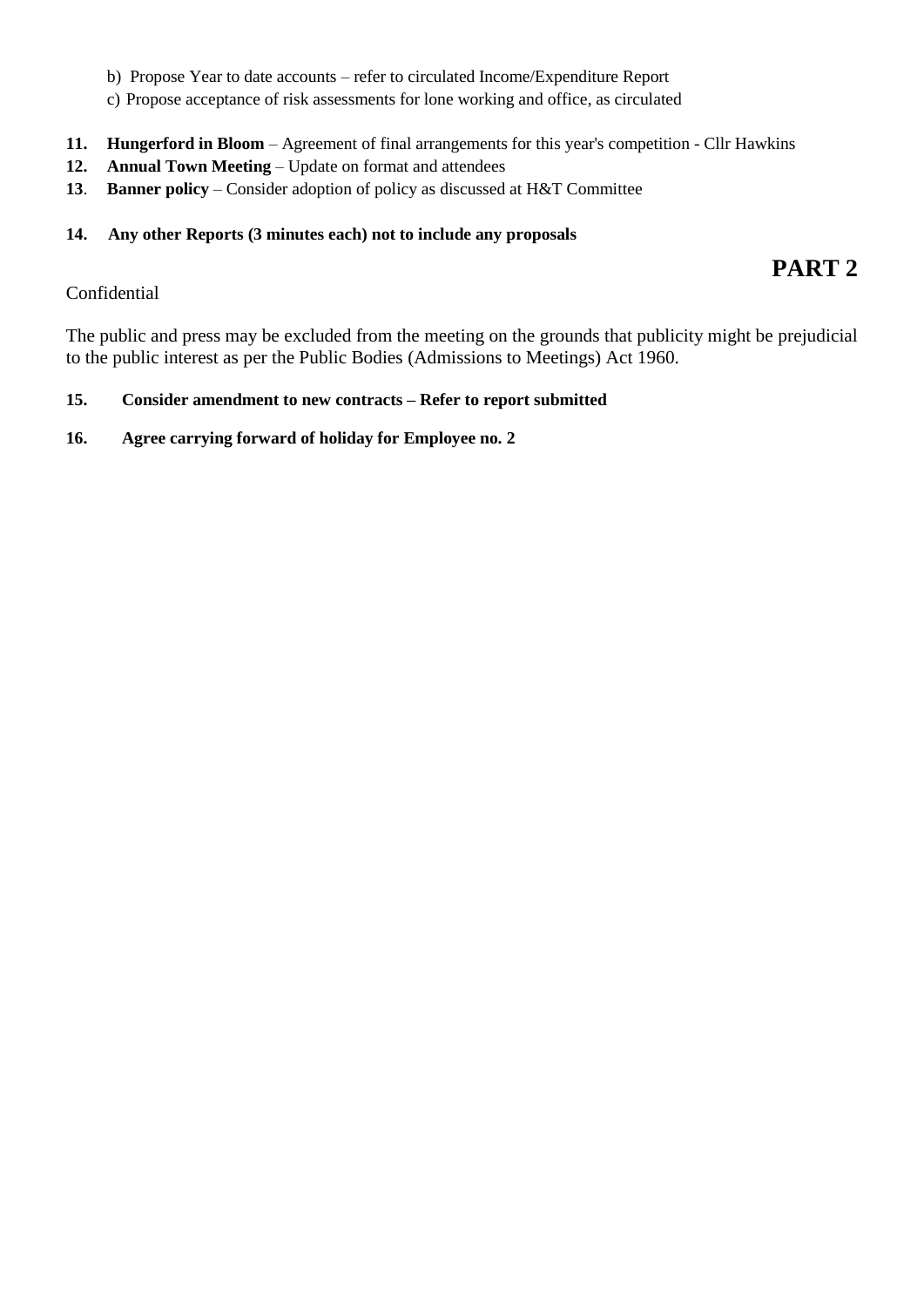b) Propose Year to date accounts – refer to circulated Income/Expenditure Report

c) Propose acceptance of risk assessments for lone working and office, as circulated

**11. Hungerford in Bloom** – Agreement of final arrangements for this year's competition - Cllr Hawkins

**12. Annual Town Meeting** – Update on format and attendees

**13**. **Banner policy** – Consider adoption of policy as discussed at H&T Committee

**14. Any other Reports (3 minutes each) not to include any proposals**

## PART 2

Confidential

The public and press may be excluded from the meeting on the grounds that publicity might be prejudicial to the public interest as per the Public Bodies (Admissions to Meetings) Act 1960.

**15. Consider amendment to new contracts – Refer to report submitted**

**16. Agree carrying forward of holiday for Employee no. 2**